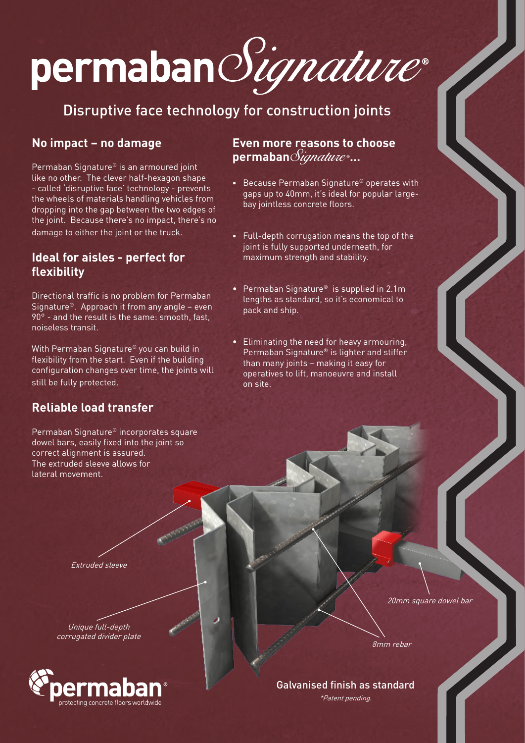# permaban*Signature*®

## Disruptive face technology for construction joints

### No impact – no damage

Permaban Signature® is an armoured joint like no other. The clever half-hexagon shape - called 'disruptive face' technology - prevents the wheels of materials handling vehicles from dropping into the gap between the two edges of the joint. Because there's no impact, there's no damage to either the joint or the truck.

### Ideal for aisles - perfect for flexibility

Directional traffic is no problem for Permaban Signature®. Approach it from any angle – even 90° - and the result is the same: smooth, fast, noiseless transit.

With Permaban Signature® you can build in flexibility from the start. Even if the building configuration changes over time, the joints will still be fully protected.

### Reliable load transfer

Permaban Signature® incorporates square dowel bars, easily fixed into the joint so correct alignment is assured. The extruded sleeve allows for lateral movement.

### Even more reasons to choose permaban*Signature*®...

- Because Permaban Signature® operates with gaps up to 40mm, it's ideal for popular large-bay jointless concrete floors.
- Full-depth corrugation means the top of the joint is fully supported underneath, for maximum strength and stability.
- Permaban Signature® is supplied in 2.1m lengths as standard, so it's economical to pack and ship.
- Eliminating the need for heavy armouring, Permaban Signature® is lighter and stiffer than many joints – making it easy for operatives to lift, manoeuvre and install on site.

*Extruded sleeve*

*Unique full-depth corrugated divider plate*

*20mm square dowel bar*

*8mm rebar*

Galvanised finish as standard

*\*Patent pending.*

permaban® protecting concrete floors worldwide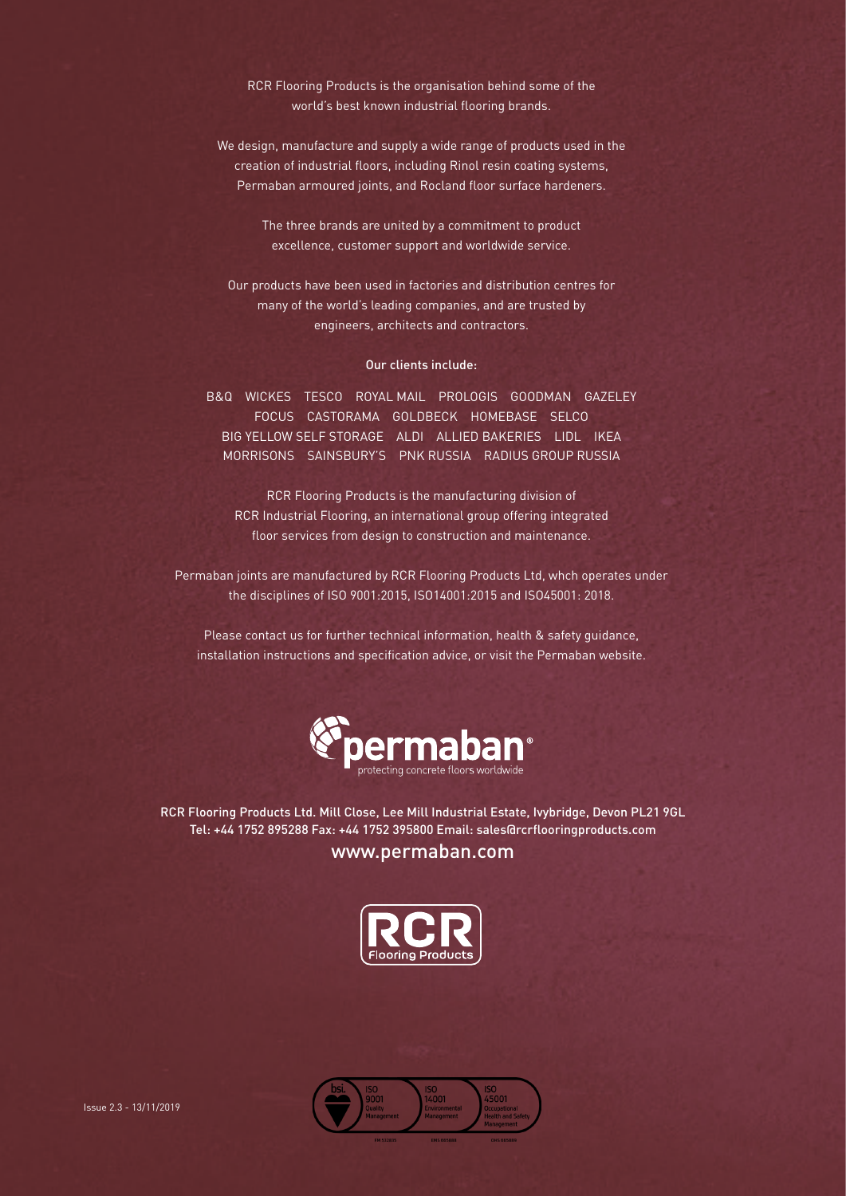RCR Flooring Products is the organisation behind some of the world's best known industrial flooring brands.

We design, manufacture and supply a wide range of products used in the creation of industrial floors, including Rinol resin coating systems, Permaban armoured joints, and Rocland floor surface hardeners.

The three brands are united by a commitment to product excellence, customer support and worldwide service.

Our products have been used in factories and distribution centres for many of the world's leading companies, and are trusted by engineers, architects and contractors.

Our clients include:

B&Q WICKES TESCO ROYAL MAIL PROLOGIS GOODMAN GAZELEY FOCUS CASTORAMA GOLDBECK HOMEBASE SELCO BIG YELLOW SELF STORAGE ALDI ALLIED BAKERIES LIDL IKEA MORRISONS SAINSBURY'S PNK RUSSIA RADIUS GROUP RUSSIA

RCR Flooring Products is the manufacturing division of RCR Industrial Flooring, an international group offering integrated floor services from design to construction and maintenance.

Permaban joints are manufactured by RCR Flooring Products Ltd, whch operates under the disciplines of ISO 9001:2015, ISO14001:2015 and ISO45001: 2018.

Please contact us for further technical information, health & safety guidance, installation instructions and specification advice, or visit the Permaban website.

permaban®
protecting concrete floors worldwide

RCR Flooring Products Ltd. Mill Close, Lee Mill Industrial Estate, Ivybridge, Devon PL21 9GL
Tel: +44 1752 895288 Fax: +44 1752 395800 Email: sales@rcrflooringproducts.com

www.permaban.com

RCR Flooring Products

bsi. ISO 9001 Quality Management | ISO 14001 Environmental Management | ISO 45001 Occupational Health and Safety Management

Issue 2.3 - 13/11/2019